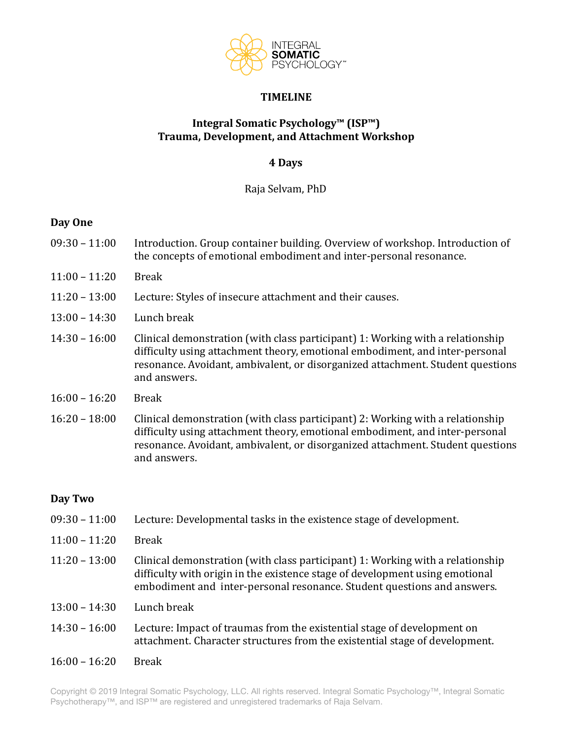# TIMELINE

## Integral Somatic Psychology™ (ISP™)
## Trauma, Development, and Attachment Workshop

**4 Days**

Raja Selvam, PhD

### Day One

| | |
|---|---|
| 09:30 – 11:00 | Introduction. Group container building. Overview of workshop. Introduction of the concepts of emotional embodiment and inter-personal resonance. |
| 11:00 – 11:20 | Break |
| 11:20 – 13:00 | Lecture: Styles of insecure attachment and their causes. |
| 13:00 – 14:30 | Lunch break |
| 14:30 – 16:00 | Clinical demonstration (with class participant) 1: Working with a relationship difficulty using attachment theory, emotional embodiment, and inter-personal resonance. Avoidant, ambivalent, or disorganized attachment. Student questions and answers. |
| 16:00 – 16:20 | Break |
| 16:20 – 18:00 | Clinical demonstration (with class participant) 2: Working with a relationship difficulty using attachment theory, emotional embodiment, and inter-personal resonance. Avoidant, ambivalent, or disorganized attachment. Student questions and answers. |

### Day Two

| | |
|---|---|
| 09:30 – 11:00 | Lecture: Developmental tasks in the existence stage of development. |
| 11:00 – 11:20 | Break |
| 11:20 – 13:00 | Clinical demonstration (with class participant) 1: Working with a relationship difficulty with origin in the existence stage of development using emotional embodiment and inter-personal resonance. Student questions and answers. |
| 13:00 – 14:30 | Lunch break |
| 14:30 – 16:00 | Lecture: Impact of traumas from the existential stage of development on attachment. Character structures from the existential stage of development. |
| 16:00 – 16:20 | Break |

Copyright © 2019 Integral Somatic Psychology, LLC. All rights reserved. Integral Somatic Psychology™, Integral Somatic Psychotherapy™, and ISP™ are registered and unregistered trademarks of Raja Selvam.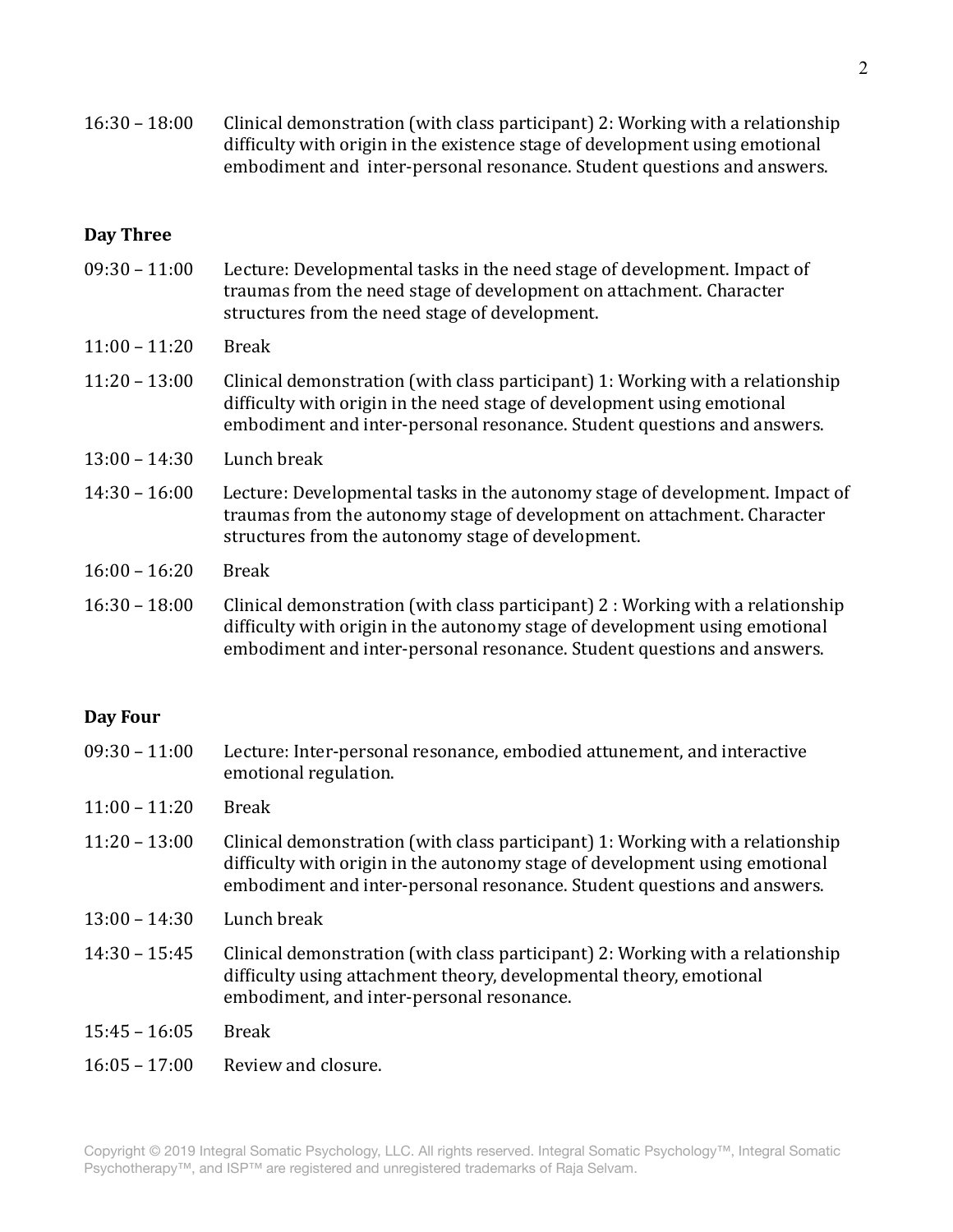| | |
|---|---|
| 16:30 – 18:00 | Clinical demonstration (with class participant) 2: Working with a relationship difficulty with origin in the existence stage of development using emotional embodiment and  inter-personal resonance. Student questions and answers. |

**Day Three**

| | |
|---|---|
| 09:30 – 11:00 | Lecture: Developmental tasks in the need stage of development. Impact of traumas from the need stage of development on attachment. Character structures from the need stage of development. |
| 11:00 – 11:20 | Break |
| 11:20 – 13:00 | Clinical demonstration (with class participant) 1: Working with a relationship difficulty with origin in the need stage of development using emotional embodiment and inter-personal resonance. Student questions and answers. |
| 13:00 – 14:30 | Lunch break |
| 14:30 – 16:00 | Lecture: Developmental tasks in the autonomy stage of development. Impact of traumas from the autonomy stage of development on attachment. Character structures from the autonomy stage of development. |
| 16:00 – 16:20 | Break |
| 16:30 – 18:00 | Clinical demonstration (with class participant) 2 : Working with a relationship difficulty with origin in the autonomy stage of development using emotional embodiment and inter-personal resonance. Student questions and answers. |

**Day Four**

| | |
|---|---|
| 09:30 – 11:00 | Lecture: Inter-personal resonance, embodied attunement, and interactive emotional regulation. |
| 11:00 – 11:20 | Break |
| 11:20 – 13:00 | Clinical demonstration (with class participant) 1: Working with a relationship difficulty with origin in the autonomy stage of development using emotional embodiment and inter-personal resonance. Student questions and answers. |
| 13:00 – 14:30 | Lunch break |
| 14:30 – 15:45 | Clinical demonstration (with class participant) 2: Working with a relationship difficulty using attachment theory, developmental theory, emotional embodiment, and inter-personal resonance. |
| 15:45 – 16:05 | Break |
| 16:05 – 17:00 | Review and closure. |

Copyright © 2019 Integral Somatic Psychology, LLC. All rights reserved. Integral Somatic Psychology™, Integral Somatic Psychotherapy™, and ISP™ are registered and unregistered trademarks of Raja Selvam.